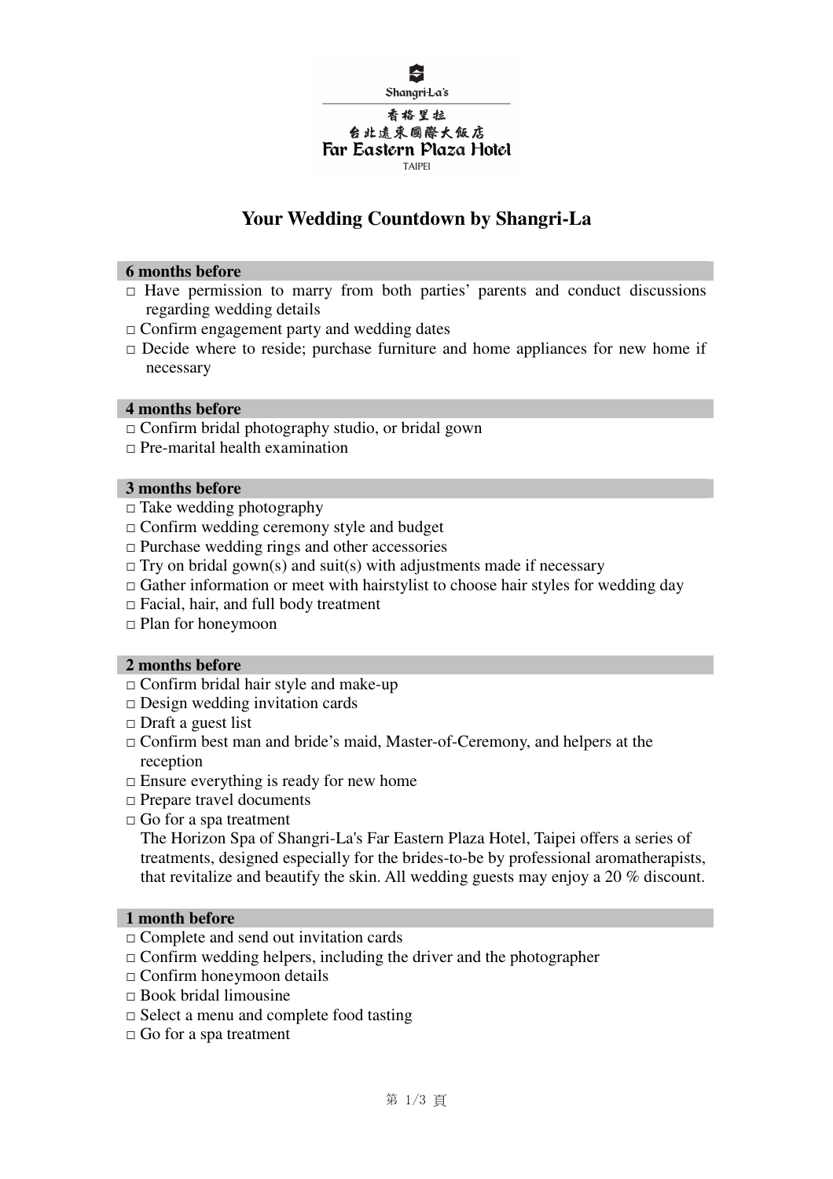Shangri-La's

香格里拉
台北遠東國際大飯店
Far Eastern Plaza Hotel
TAIPEI

# Your Wedding Countdown by Shangri-La

## 6 months before

- □ Have permission to marry from both parties' parents and conduct discussions regarding wedding details
- □ Confirm engagement party and wedding dates
- □ Decide where to reside; purchase furniture and home appliances for new home if necessary

## 4 months before

- □ Confirm bridal photography studio, or bridal gown
- □ Pre-marital health examination

## 3 months before

- □ Take wedding photography
- □ Confirm wedding ceremony style and budget
- □ Purchase wedding rings and other accessories
- □ Try on bridal gown(s) and suit(s) with adjustments made if necessary
- □ Gather information or meet with hairstylist to choose hair styles for wedding day
- □ Facial, hair, and full body treatment
- □ Plan for honeymoon

## 2 months before

- □ Confirm bridal hair style and make-up
- □ Design wedding invitation cards
- □ Draft a guest list
- □ Confirm best man and bride's maid, Master-of-Ceremony, and helpers at the reception
- □ Ensure everything is ready for new home
- □ Prepare travel documents
- □ Go for a spa treatment
  The Horizon Spa of Shangri-La's Far Eastern Plaza Hotel, Taipei offers a series of treatments, designed especially for the brides-to-be by professional aromatherapists, that revitalize and beautify the skin. All wedding guests may enjoy a 20 % discount.

## 1 month before

- □ Complete and send out invitation cards
- □ Confirm wedding helpers, including the driver and the photographer
- □ Confirm honeymoon details
- □ Book bridal limousine
- □ Select a menu and complete food tasting
- □ Go for a spa treatment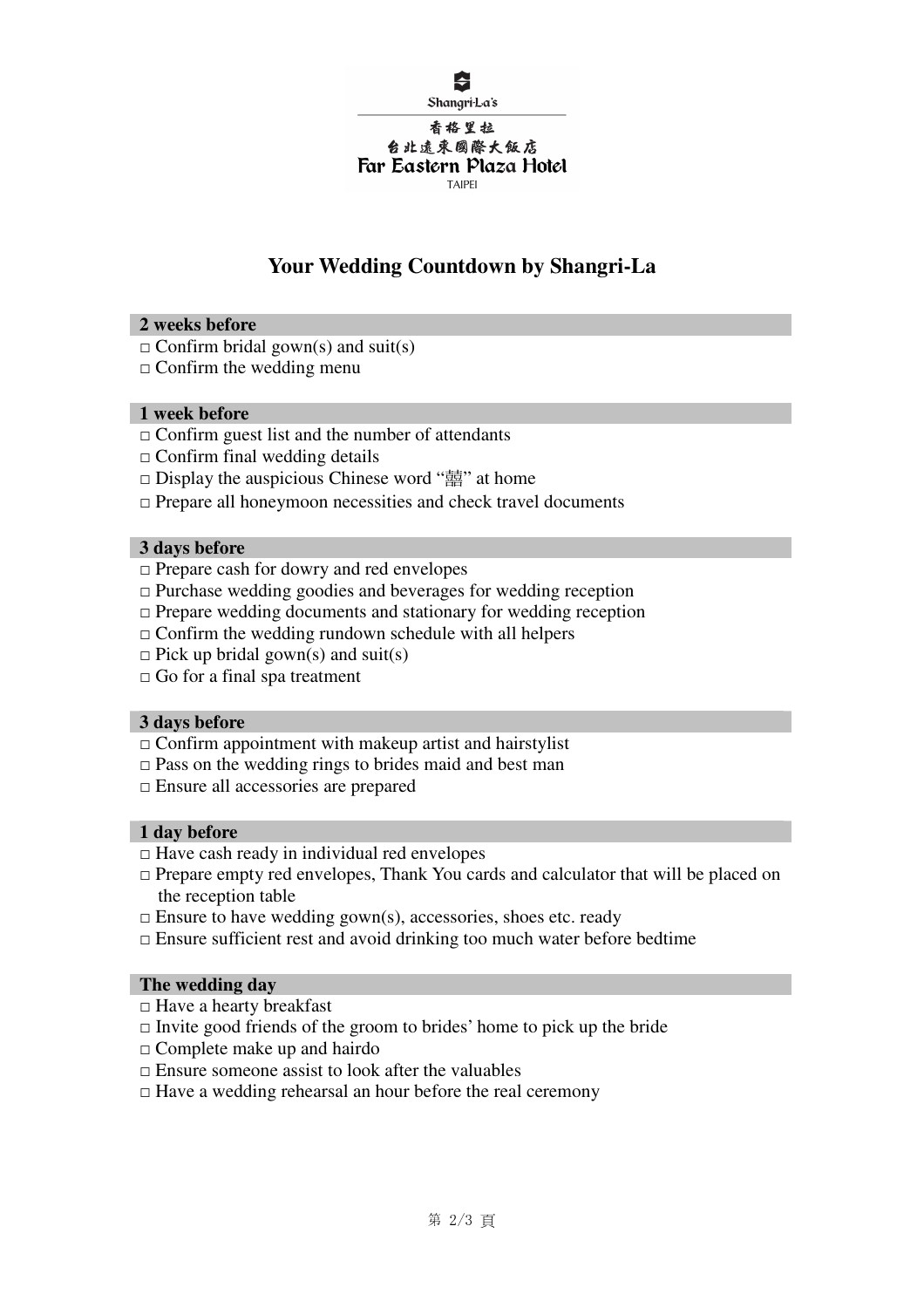Shangri-La's

香格里拉
台北遠東國際大飯店
Far Eastern Plaza Hotel
TAIPEI

# Your Wedding Countdown by Shangri-La

## 2 weeks before

□ Confirm bridal gown(s) and suit(s)
□ Confirm the wedding menu

## 1 week before

□ Confirm guest list and the number of attendants
□ Confirm final wedding details
□ Display the auspicious Chinese word "囍" at home
□ Prepare all honeymoon necessities and check travel documents

## 3 days before

□ Prepare cash for dowry and red envelopes
□ Purchase wedding goodies and beverages for wedding reception
□ Prepare wedding documents and stationary for wedding reception
□ Confirm the wedding rundown schedule with all helpers
□ Pick up bridal gown(s) and suit(s)
□ Go for a final spa treatment

## 3 days before

□ Confirm appointment with makeup artist and hairstylist
□ Pass on the wedding rings to brides maid and best man
□ Ensure all accessories are prepared

## 1 day before

□ Have cash ready in individual red envelopes
□ Prepare empty red envelopes, Thank You cards and calculator that will be placed on the reception table
□ Ensure to have wedding gown(s), accessories, shoes etc. ready
□ Ensure sufficient rest and avoid drinking too much water before bedtime

## The wedding day

□ Have a hearty breakfast
□ Invite good friends of the groom to brides' home to pick up the bride
□ Complete make up and hairdo
□ Ensure someone assist to look after the valuables
□ Have a wedding rehearsal an hour before the real ceremony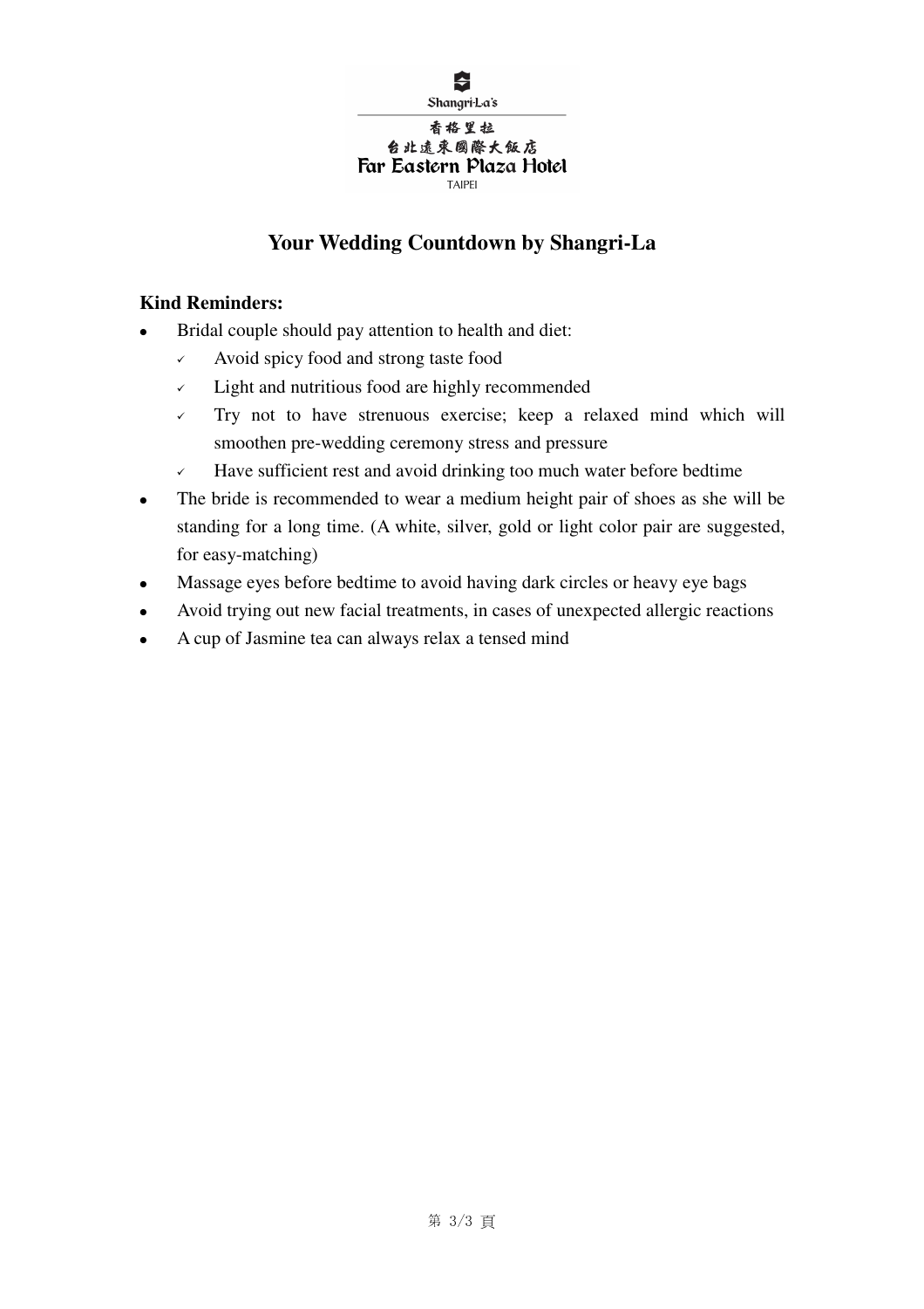Shangri-La's

香格里拉
台北遠東國際大飯店
Far Eastern Plaza Hotel
TAIPEI

# Your Wedding Countdown by Shangri-La

**Kind Reminders:**

- Bridal couple should pay attention to health and diet:
  - ✓ Avoid spicy food and strong taste food
  - ✓ Light and nutritious food are highly recommended
  - ✓ Try not to have strenuous exercise; keep a relaxed mind which will smoothen pre-wedding ceremony stress and pressure
  - ✓ Have sufficient rest and avoid drinking too much water before bedtime
- The bride is recommended to wear a medium height pair of shoes as she will be standing for a long time. (A white, silver, gold or light color pair are suggested, for easy-matching)
- Massage eyes before bedtime to avoid having dark circles or heavy eye bags
- Avoid trying out new facial treatments, in cases of unexpected allergic reactions
- A cup of Jasmine tea can always relax a tensed mind